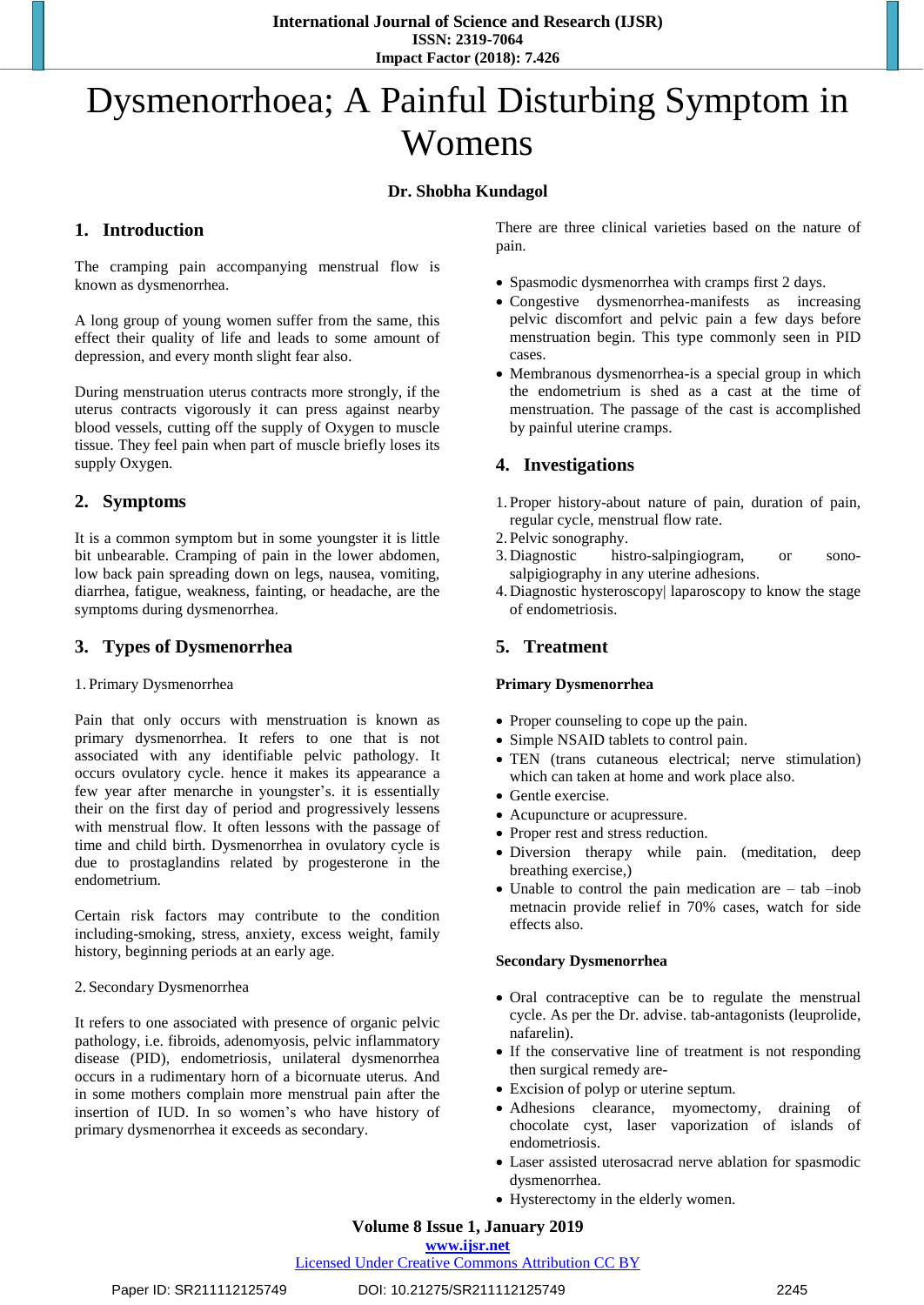# Dysmenorrhoea; A Painful Disturbing Symptom in Womens

**Dr. Shobha Kundagol**

## 1. Introduction

The cramping pain accompanying menstrual flow is known as dysmenorrhea.

A long group of young women suffer from the same, this effect their quality of life and leads to some amount of depression, and every month slight fear also.

During menstruation uterus contracts more strongly, if the uterus contracts vigorously it can press against nearby blood vessels, cutting off the supply of Oxygen to muscle tissue. They feel pain when part of muscle briefly loses its supply Oxygen.

## 2. Symptoms

It is a common symptom but in some youngster it is little bit unbearable. Cramping of pain in the lower abdomen, low back pain spreading down on legs, nausea, vomiting, diarrhea, fatigue, weakness, fainting, or headache, are the symptoms during dysmenorrhea.

## 3. Types of Dysmenorrhea

1. Primary Dysmenorrhea

Pain that only occurs with menstruation is known as primary dysmenorrhea. It refers to one that is not associated with any identifiable pelvic pathology. It occurs ovulatory cycle. hence it makes its appearance a few year after menarche in youngster's. it is essentially their on the first day of period and progressively lessens with menstrual flow. It often lessons with the passage of time and child birth. Dysmenorrhea in ovulatory cycle is due to prostaglandins related by progesterone in the endometrium.

Certain risk factors may contribute to the condition including-smoking, stress, anxiety, excess weight, family history, beginning periods at an early age.

2. Secondary Dysmenorrhea

It refers to one associated with presence of organic pelvic pathology, i.e. fibroids, adenomyosis, pelvic inflammatory disease (PID), endometriosis, unilateral dysmenorrhea occurs in a rudimentary horn of a bicornuate uterus. And in some mothers complain more menstrual pain after the insertion of IUD. In so women's who have history of primary dysmenorrhea it exceeds as secondary.

There are three clinical varieties based on the nature of pain.

- Spasmodic dysmenorrhea with cramps first 2 days.
- Congestive dysmenorrhea-manifests as increasing pelvic discomfort and pelvic pain a few days before menstruation begin. This type commonly seen in PID cases.
- Membranous dysmenorrhea-is a special group in which the endometrium is shed as a cast at the time of menstruation. The passage of the cast is accomplished by painful uterine cramps.

## 4. Investigations

1. Proper history-about nature of pain, duration of pain, regular cycle, menstrual flow rate.
2. Pelvic sonography.
3. Diagnostic histro-salpingiogram, or sono-salpigiography in any uterine adhesions.
4. Diagnostic hysteroscopy| laparoscopy to know the stage of endometriosis.

## 5. Treatment

**Primary Dysmenorrhea**

- Proper counseling to cope up the pain.
- Simple NSAID tablets to control pain.
- TEN (trans cutaneous electrical; nerve stimulation) which can taken at home and work place also.
- Gentle exercise.
- Acupuncture or acupressure.
- Proper rest and stress reduction.
- Diversion therapy while pain. (meditation, deep breathing exercise,)
- Unable to control the pain medication are – tab –inob metnacin provide relief in 70% cases, watch for side effects also.

**Secondary Dysmenorrhea**

- Oral contraceptive can be to regulate the menstrual cycle. As per the Dr. advise. tab-antagonists (leuprolide, nafarelin).
- If the conservative line of treatment is not responding then surgical remedy are-
- Excision of polyp or uterine septum.
- Adhesions clearance, myomectomy, draining of chocolate cyst, laser vaporization of islands of endometriosis.
- Laser assisted uterosacrad nerve ablation for spasmodic dysmenorrhea.
- Hysterectomy in the elderly women.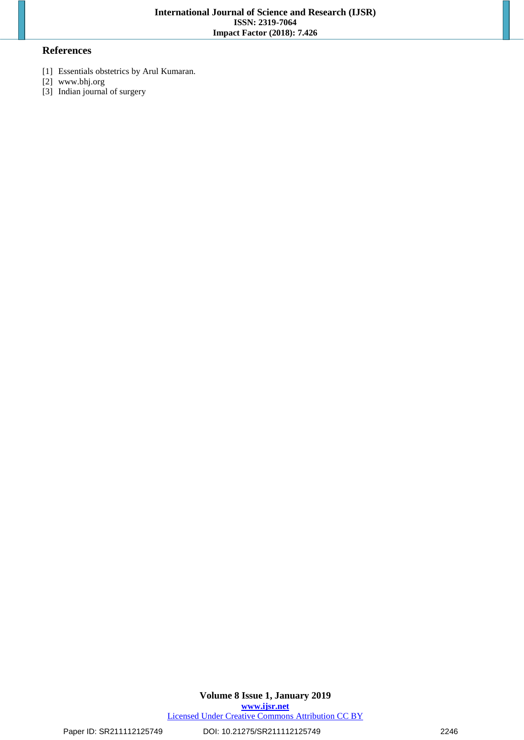## References

[1] Essentials obstetrics by Arul Kumaran.
[2] www.bhj.org
[3] Indian journal of surgery